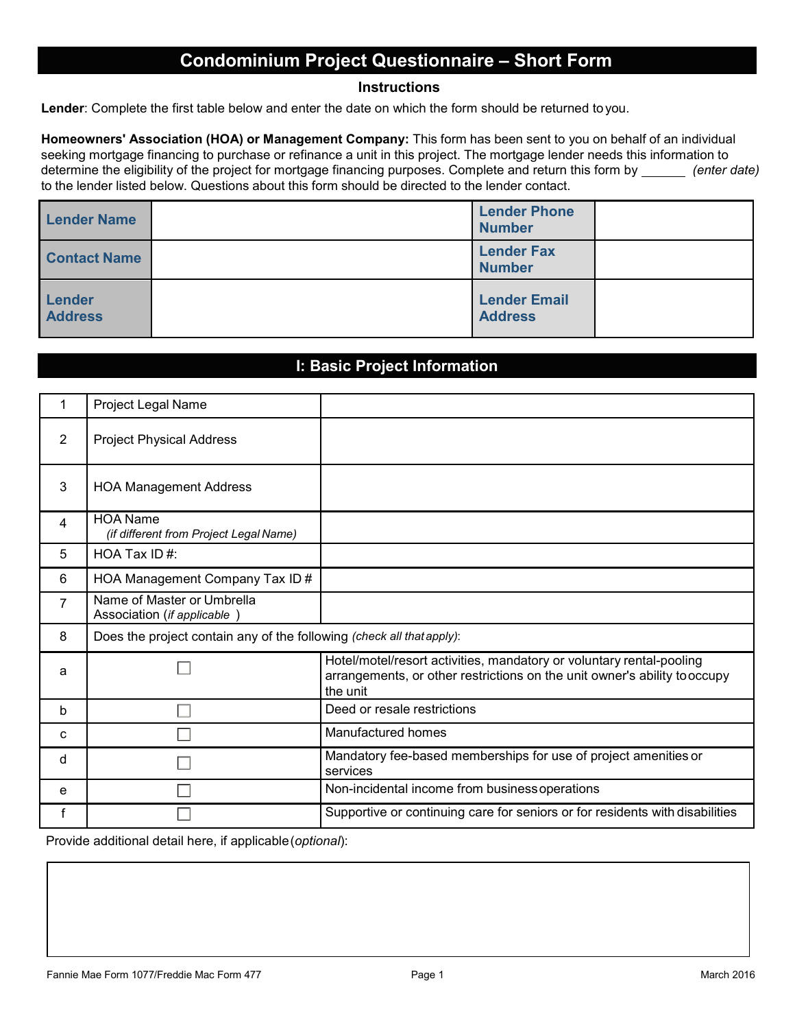# Condominium Project Questionnaire – Short Form

### Instructions

**Lender**: Complete the first table below and enter the date on which the form should be returned to you.

**Homeowners' Association (HOA) or Management Company:** This form has been sent to you on behalf of an individual seeking mortgage financing to purchase or refinance a unit in this project. The mortgage lender needs this information to determine the eligibility of the project for mortgage financing purposes. Complete and return this form by ______ *(enter date)* to the lender listed below. Questions about this form should be directed to the lender contact.

| | | | |
|---|---|---|---|
| **Lender Name** | | **Lender Phone Number** | |
| **Contact Name** | | **Lender Fax Number** | |
| **Lender Address** | | **Lender Email Address** | |

## I: Basic Project Information

| | | |
|---|---|---|
| 1 | Project Legal Name | |
| 2 | Project Physical Address | |
| 3 | HOA Management Address | |
| 4 | HOA Name *(if different from Project Legal Name)* | |
| 5 | HOA Tax ID #: | |
| 6 | HOA Management Company Tax ID # | |
| 7 | Name of Master or Umbrella Association (*if applicable*) | |
| 8 | Does the project contain any of the following *(check all that apply)*: | |
| a | ☐ | Hotel/motel/resort activities, mandatory or voluntary rental-pooling arrangements, or other restrictions on the unit owner's ability to occupy the unit |
| b | ☐ | Deed or resale restrictions |
| c | ☐ | Manufactured homes |
| d | ☐ | Mandatory fee-based memberships for use of project amenities or services |
| e | ☐ | Non-incidental income from business operations |
| f | ☐ | Supportive or continuing care for seniors or for residents with disabilities |

Provide additional detail here, if applicable (*optional*):

Fannie Mae Form 1077/Freddie Mac Form 477 — March 2016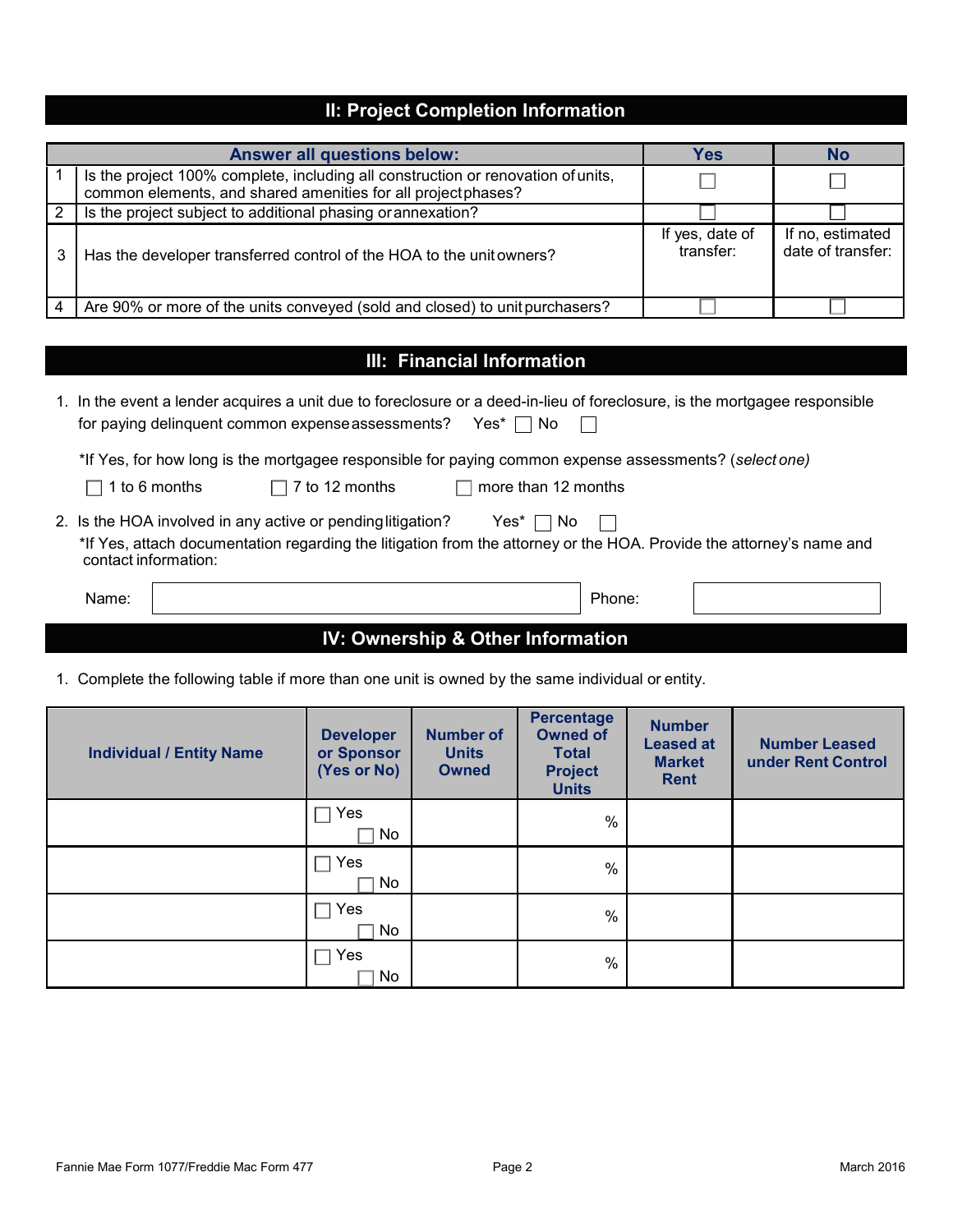## II: Project Completion Information

| | Answer all questions below: | Yes | No |
|---|---|---|---|
| 1 | Is the project 100% complete, including all construction or renovation of units, common elements, and shared amenities for all project phases? | ☐ | ☐ |
| 2 | Is the project subject to additional phasing or annexation? | ☐ | ☐ |
| 3 | Has the developer transferred control of the HOA to the unit owners? | If yes, date of transfer: | If no, estimated date of transfer: |
| 4 | Are 90% or more of the units conveyed (sold and closed) to unit purchasers? | ☐ | ☐ |

## III: Financial Information

1. In the event a lender acquires a unit due to foreclosure or a deed-in-lieu of foreclosure, is the mortgagee responsible for paying delinquent common expense assessments? Yes* ☐ No ☐

   *If Yes, for how long is the mortgagee responsible for paying common expense assessments? (*select one)*

   ☐ 1 to 6 months ☐ 7 to 12 months ☐ more than 12 months

2. Is the HOA involved in any active or pending litigation? Yes* ☐ No ☐

   *If Yes, attach documentation regarding the litigation from the attorney or the HOA. Provide the attorney's name and contact information:

   Name: ____________________ Phone: ____________________

## IV: Ownership & Other Information

1. Complete the following table if more than one unit is owned by the same individual or entity.

| Individual / Entity Name | Developer or Sponsor (Yes or No) | Number of Units Owned | Percentage Owned of Total Project Units | Number Leased at Market Rent | Number Leased under Rent Control |
|---|---|---|---|---|---|
| | ☐ Yes ☐ No | | % | | |
| | ☐ Yes ☐ No | | % | | |
| | ☐ Yes ☐ No | | % | | |
| | ☐ Yes ☐ No | | % | | |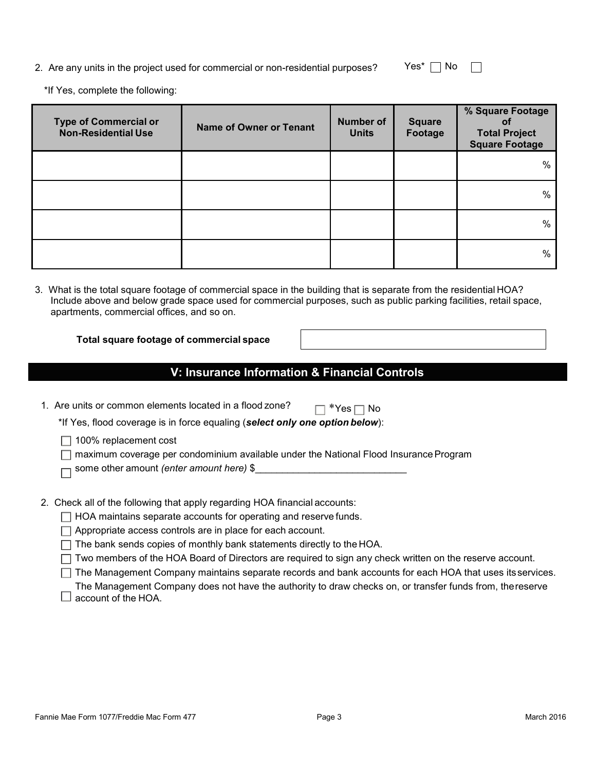2. Are any units in the project used for commercial or non-residential purposes? Yes* ☐ No ☐

*If Yes, complete the following:

| Type of Commercial or Non-Residential Use | Name of Owner or Tenant | Number of Units | Square Footage | % Square Footage of Total Project Square Footage |
|---|---|---|---|---|
| | | | | % |
| | | | | % |
| | | | | % |
| | | | | % |

3. What is the total square footage of commercial space in the building that is separate from the residential HOA? Include above and below grade space used for commercial purposes, such as public parking facilities, retail space, apartments, commercial offices, and so on.

**Total square footage of commercial space** ____________________

## V: Insurance Information & Financial Controls

1. Are units or common elements located in a flood zone? ☐ *Yes ☐ No

   *If Yes, flood coverage is in force equaling (***select only one option below***):

   ☐ 100% replacement cost
   ☐ maximum coverage per condominium available under the National Flood Insurance Program
   ☐ some other amount *(enter amount here)* $____________________________

2. Check all of the following that apply regarding HOA financial accounts:

   ☐ HOA maintains separate accounts for operating and reserve funds.
   ☐ Appropriate access controls are in place for each account.
   ☐ The bank sends copies of monthly bank statements directly to the HOA.
   ☐ Two members of the HOA Board of Directors are required to sign any check written on the reserve account.
   ☐ The Management Company maintains separate records and bank accounts for each HOA that uses its services.
   ☐ The Management Company does not have the authority to draw checks on, or transfer funds from, the reserve account of the HOA.

Fannie Mae Form 1077/Freddie Mac Form 477 March 2016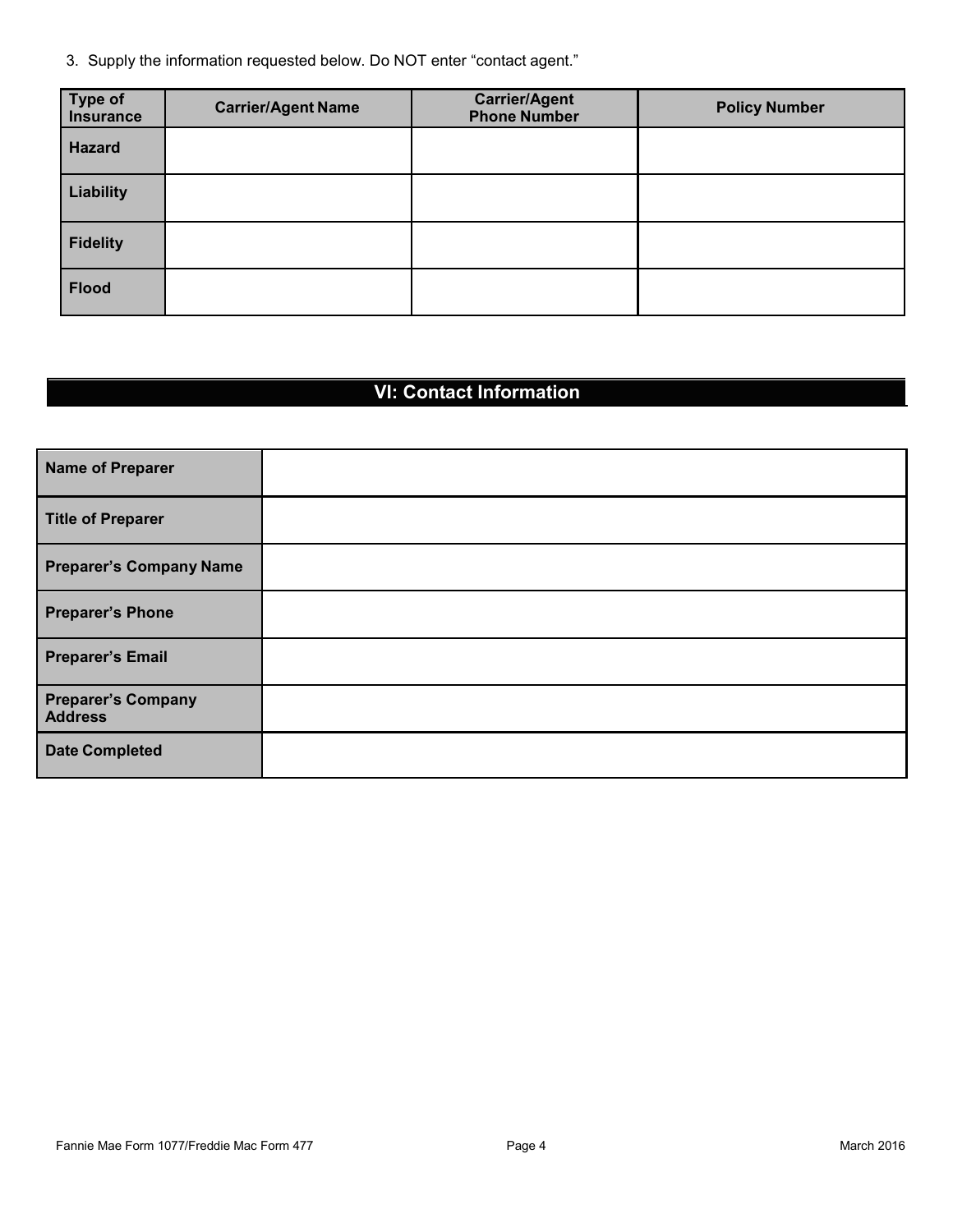3. Supply the information requested below. Do NOT enter "contact agent."

| Type of Insurance | Carrier/Agent Name | Carrier/Agent Phone Number | Policy Number |
|---|---|---|---|
| **Hazard** | | | |
| **Liability** | | | |
| **Fidelity** | | | |
| **Flood** | | | |

## VI: Contact Information

| | |
|---|---|
| **Name of Preparer** | |
| **Title of Preparer** | |
| **Preparer's Company Name** | |
| **Preparer's Phone** | |
| **Preparer's Email** | |
| **Preparer's Company Address** | |
| **Date Completed** | |